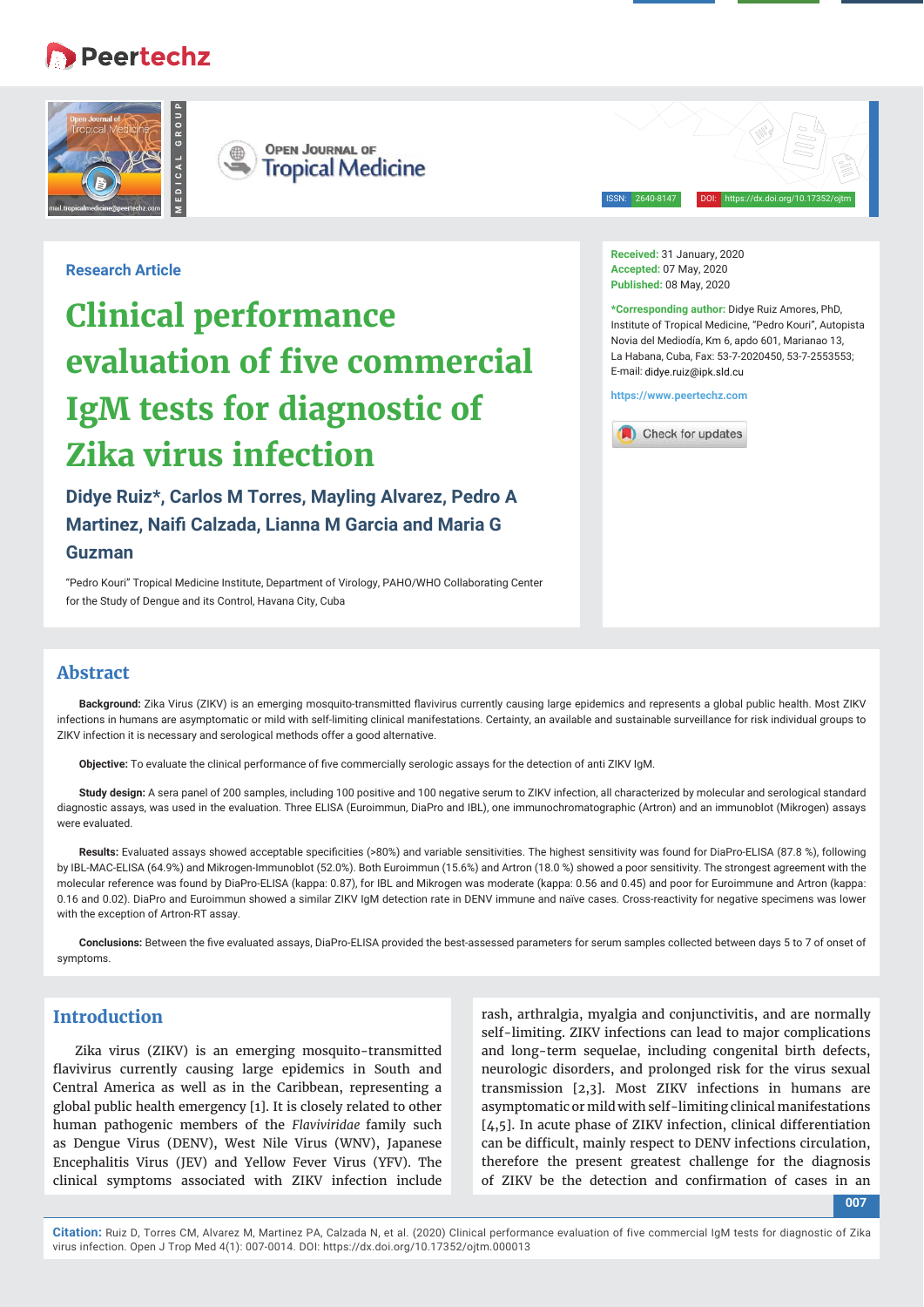Research Article

# Clinical performance evaluation of five commercial IgM tests for diagnostic of Zika virus infection

**Didye Ruiz*, Carlos M Torres, Mayling Alvarez, Pedro A Martinez, Naifi Calzada, Lianna M Garcia and Maria G Guzman**

"Pedro Kouri" Tropical Medicine Institute, Department of Virology, PAHO/WHO Collaborating Center for the Study of Dengue and its Control, Havana City, Cuba

**Received:** 31 January, 2020
**Accepted:** 07 May, 2020
**Published:** 08 May, 2020

***Corresponding author:** Didye Ruiz Amores, PhD, Institute of Tropical Medicine, "Pedro Kouri", Autopista Novia del Mediodía, Km 6, apdo 601, Marianao 13, La Habana, Cuba, Fax: 53-7-2020450, 53-7-2553553; E-mail: didye.ruiz@ipk.sld.cu

https://www.peertechz.com

## Abstract

**Background:** Zika Virus (ZIKV) is an emerging mosquito-transmitted flavivirus currently causing large epidemics and represents a global public health. Most ZIKV infections in humans are asymptomatic or mild with self-limiting clinical manifestations. Certainty, an available and sustainable surveillance for risk individual groups to ZIKV infection it is necessary and serological methods offer a good alternative.

**Objective:** To evaluate the clinical performance of five commercially serologic assays for the detection of anti ZIKV IgM.

**Study design:** A sera panel of 200 samples, including 100 positive and 100 negative serum to ZIKV infection, all characterized by molecular and serological standard diagnostic assays, was used in the evaluation. Three ELISA (Euroimmun, DiaPro and IBL), one immunochromatographic (Artron) and an immunoblot (Mikrogen) assays were evaluated.

**Results:** Evaluated assays showed acceptable specificities (>80%) and variable sensitivities. The highest sensitivity was found for DiaPro-ELISA (87.8 %), following by IBL-MAC-ELISA (64.9%) and Mikrogen-Immunoblot (52.0%). Both Euroimmun (15.6%) and Artron (18.0 %) showed a poor sensitivity. The strongest agreement with the molecular reference was found by DiaPro-ELISA (kappa: 0.87), for IBL and Mikrogen was moderate (kappa: 0.56 and 0.45) and poor for Euroimmune and Artron (kappa: 0.16 and 0.02). DiaPro and Euroimmun showed a similar ZIKV IgM detection rate in DENV immune and naïve cases. Cross-reactivity for negative specimens was lower with the exception of Artron-RT assay.

**Conclusions:** Between the five evaluated assays, DiaPro-ELISA provided the best-assessed parameters for serum samples collected between days 5 to 7 of onset of symptoms.

## Introduction

Zika virus (ZIKV) is an emerging mosquito-transmitted flavivirus currently causing large epidemics in South and Central America as well as in the Caribbean, representing a global public health emergency [1]. It is closely related to other human pathogenic members of the *Flaviviridae* family such as Dengue Virus (DENV), West Nile Virus (WNV), Japanese Encephalitis Virus (JEV) and Yellow Fever Virus (YFV). The clinical symptoms associated with ZIKV infection include rash, arthralgia, myalgia and conjunctivitis, and are normally self-limiting. ZIKV infections can lead to major complications and long-term sequelae, including congenital birth defects, neurologic disorders, and prolonged risk for the virus sexual transmission [2,3]. Most ZIKV infections in humans are asymptomatic or mild with self-limiting clinical manifestations [4,5]. In acute phase of ZIKV infection, clinical differentiation can be difficult, mainly respect to DENV infections circulation, therefore the present greatest challenge for the diagnosis of ZIKV be the detection and confirmation of cases in an

**Citation:** Ruiz D, Torres CM, Alvarez M, Martinez PA, Calzada N, Garcia LM, et al. (2020) Clinical performance evaluation of five commercial IgM tests for diagnostic of Zika virus infection. Open J Trop Med 4(1): 007-0014. DOI: https://dx.doi.org/10.17352/ojtm.000013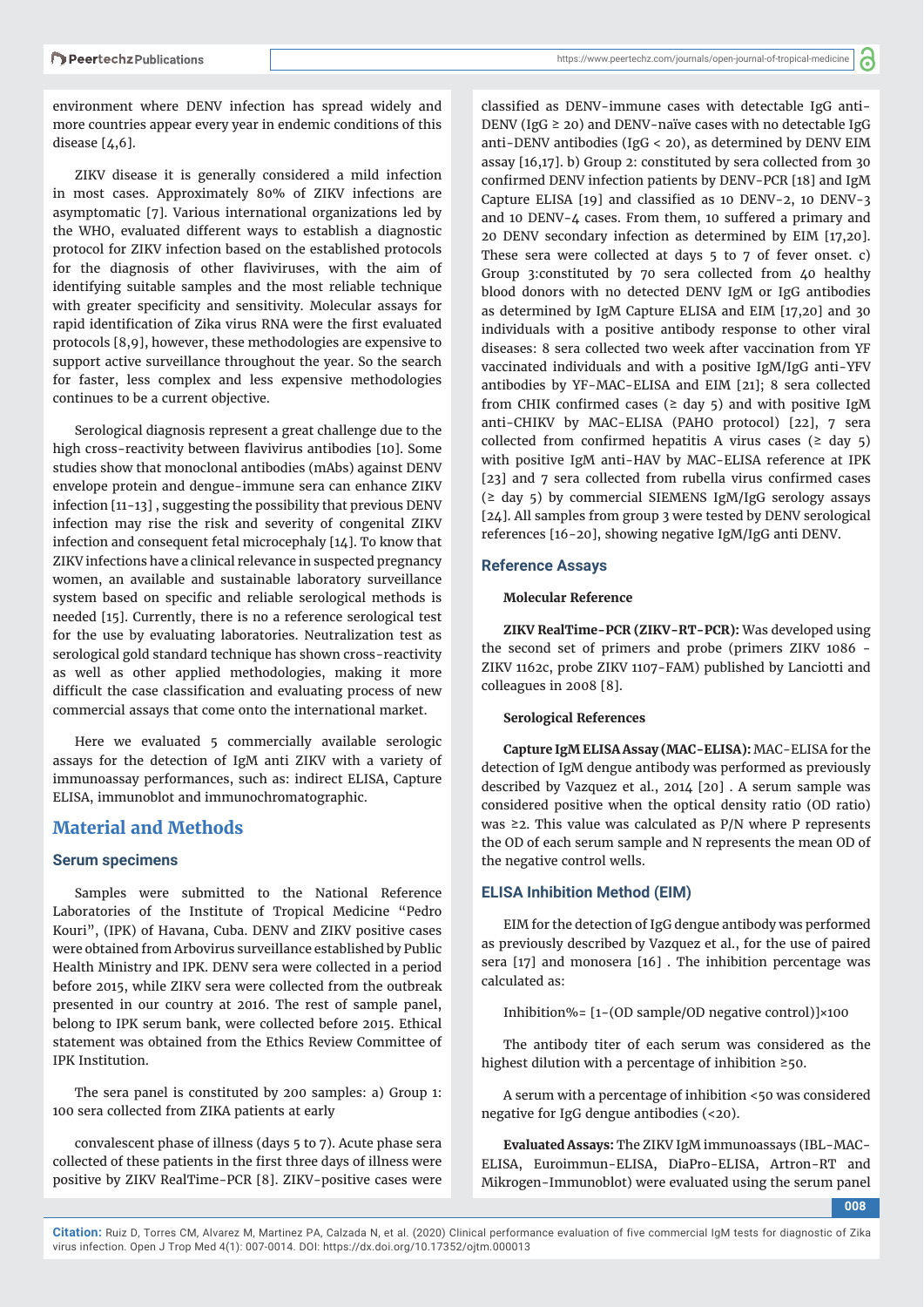environment where DENV infection has spread widely and more countries appear every year in endemic conditions of this disease [4,6].

ZIKV disease it is generally considered a mild infection in most cases. Approximately 80% of ZIKV infections are asymptomatic [7]. Various international organizations led by the WHO, evaluated different ways to establish a diagnostic protocol for ZIKV infection based on the established protocols for the diagnosis of other flaviviruses, with the aim of identifying suitable samples and the most reliable technique with greater specificity and sensitivity. Molecular assays for rapid identification of Zika virus RNA were the first evaluated protocols [8,9], however, these methodologies are expensive to support active surveillance throughout the year. So the search for faster, less complex and less expensive methodologies continues to be a current objective.

Serological diagnosis represent a great challenge due to the high cross-reactivity between flavivirus antibodies [10]. Some studies show that monoclonal antibodies (mAbs) against DENV envelope protein and dengue-immune sera can enhance ZIKV infection [11-13] , suggesting the possibility that previous DENV infection may rise the risk and severity of congenital ZIKV infection and consequent fetal microcephaly [14]. To know that ZIKV infections have a clinical relevance in suspected pregnancy women, an available and sustainable laboratory surveillance system based on specific and reliable serological methods is needed [15]. Currently, there is no a reference serological test for the use by evaluating laboratories. Neutralization test as serological gold standard technique has shown cross-reactivity as well as other applied methodologies, making it more difficult the case classification and evaluating process of new commercial assays that come onto the international market.

Here we evaluated 5 commercially available serologic assays for the detection of IgM anti ZIKV with a variety of immunoassay performances, such as: indirect ELISA, Capture ELISA, immunoblot and immunochromatographic.

## Material and Methods

### Serum specimens

Samples were submitted to the National Reference Laboratories of the Institute of Tropical Medicine "Pedro Kouri", (IPK) of Havana, Cuba. DENV and ZIKV positive cases were obtained from Arbovirus surveillance established by Public Health Ministry and IPK. DENV sera were collected in a period before 2015, while ZIKV sera were collected from the outbreak presented in our country at 2016. The rest of sample panel, belong to IPK serum bank, were collected before 2015. Ethical statement was obtained from the Ethics Review Committee of IPK Institution.

The sera panel is constituted by 200 samples: a) Group 1: 100 sera collected from ZIKA patients at early convalescent phase of illness (days 5 to 7). Acute phase sera collected of these patients in the first three days of illness were positive by ZIKV RealTime-PCR [8]. ZIKV-positive cases were classified as DENV-immune cases with detectable IgG anti-DENV (IgG ≥ 20) and DENV-naïve cases with no detectable IgG anti-DENV antibodies (IgG < 20), as determined by DENV EIM assay [16,17]. b) Group 2: constituted by sera collected from 30 confirmed DENV infection patients by DENV-PCR [18] and IgM Capture ELISA [19] and classified as 10 DENV-2, 10 DENV-3 and 10 DENV-4 cases. From them, 10 suffered a primary and 20 DENV secondary infection as determined by EIM [17,20]. These sera were collected at days 5 to 7 of fever onset. c) Group 3:constituted by 70 sera collected from 40 healthy blood donors with no detected DENV IgM or IgG antibodies as determined by IgM Capture ELISA and EIM [17,20] and 30 individuals with a positive antibody response to other viral diseases: 8 sera collected two week after vaccination from YF vaccinated individuals and with a positive IgM/IgG anti-YFV antibodies by YF-MAC-ELISA and EIM [21]; 8 sera collected from CHIK confirmed cases (≥ day 5) and with positive IgM anti-CHIKV by MAC-ELISA (PAHO protocol) [22], 7 sera collected from confirmed hepatitis A virus cases (≥ day 5) with positive IgM anti-HAV by MAC-ELISA reference at IPK [23] and 7 sera collected from rubella virus confirmed cases (≥ day 5) by commercial SIEMENS IgM/IgG serology assays [24]. All samples from group 3 were tested by DENV serological references [16-20], showing negative IgM/IgG anti DENV.

### Reference Assays

#### Molecular Reference

**ZIKV RealTime-PCR (ZIKV-RT-PCR):** Was developed using the second set of primers and probe (primers ZIKV 1086 - ZIKV 1162c, probe ZIKV 1107-FAM) published by Lanciotti and colleagues in 2008 [8].

#### Serological References

**Capture IgM ELISA Assay (MAC-ELISA):** MAC-ELISA for the detection of IgM dengue antibody was performed as previously described by Vazquez et al., 2014 [20] . A serum sample was considered positive when the optical density ratio (OD ratio) was ≥2. This value was calculated as P/N where P represents the OD of each serum sample and N represents the mean OD of the negative control wells.

### ELISA Inhibition Method (EIM)

EIM for the detection of IgG dengue antibody was performed as previously described by Vazquez et al., for the use of paired sera [17] and monosera [16] . The inhibition percentage was calculated as:

$$\text{Inhibition\%} = [1 - (\text{OD sample}/\text{OD negative control})] \times 100$$

The antibody titer of each serum was considered as the highest dilution with a percentage of inhibition ≥50.

A serum with a percentage of inhibition <50 was considered negative for IgG dengue antibodies (<20).

**Evaluated Assays:** The ZIKV IgM immunoassays (IBL-MAC-ELISA, Euroimmun-ELISA, DiaPro-ELISA, Artron-RT and Mikrogen-Immunoblot) were evaluated using the serum panel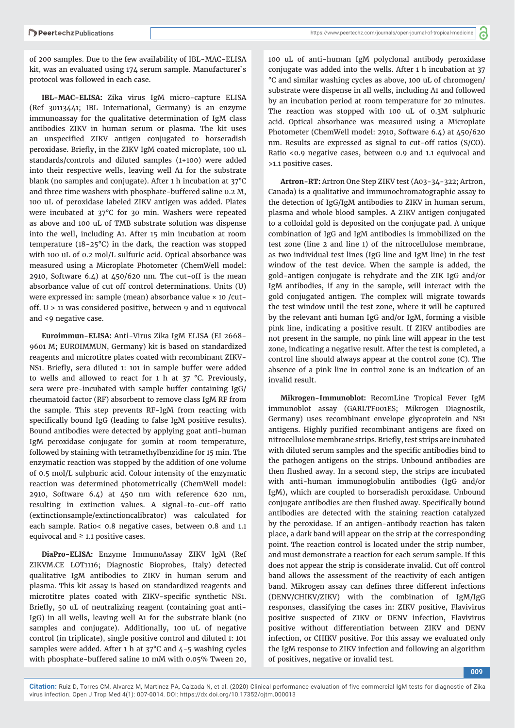of 200 samples. Due to the few availability of IBL-MAC-ELISA kit, was an evaluated using 174 serum sample. Manufacturer`s protocol was followed in each case.

**IBL-MAC-ELISA:** Zika virus IgM micro-capture ELISA (Ref 30113441; IBL International, Germany) is an enzyme immunoassay for the qualitative determination of IgM class antibodies ZIKV in human serum or plasma. The kit uses an unspecified ZIKV antigen conjugated to horseradish peroxidase. Briefly, in the ZIKV IgM coated microplate, 100 uL standards/controls and diluted samples (1+100) were added into their respective wells, leaving well A1 for the substrate blank (no samples and conjugate). After 1 h incubation at 37°C and three time washers with phosphate-buffered saline 0.2 M, 100 uL of peroxidase labeled ZIKV antigen was added. Plates were incubated at 37°C for 30 min. Washers were repeated as above and 100 uL of TMB substrate solution was dispense into the well, including A1. After 15 min incubation at room temperature (18-25°C) in the dark, the reaction was stopped with 100 uL of 0.2 mol/L sulfuric acid. Optical absorbance was measured using a Microplate Photometer (ChemWell model: 2910, Software 6.4) at 450/620 nm. The cut-off is the mean absorbance value of cut off control determinations. Units (U) were expressed in: sample (mean) absorbance value × 10 /cut-off. U > 11 was considered positive, between 9 and 11 equivocal and <9 negative case.

**Euroimmun-ELISA:** Anti-Virus Zika IgM ELISA (EI 2668-9601 M; EUROIMMUN, Germany) kit is based on standardized reagents and microtitre plates coated with recombinant ZIKV-NS1. Briefly, sera diluted 1: 101 in sample buffer were added to wells and allowed to react for 1 h at 37 °C. Previously, sera were pre-incubated with sample buffer containing IgG/ rheumatoid factor (RF) absorbent to remove class IgM RF from the sample. This step prevents RF-IgM from reacting with specifically bound IgG (leading to false IgM positive results). Bound antibodies were detected by applying goat anti-human IgM peroxidase conjugate for 30min at room temperature, followed by staining with tetramethylbenzidine for 15 min. The enzymatic reaction was stopped by the addition of one volume of 0.5 mol/L sulphuric acid. Colour intensity of the enzymatic reaction was determined photometrically (ChemWell model: 2910, Software 6.4) at 450 nm with reference 620 nm, resulting in extinction values. A signal-to-cut-off ratio (extinctionsample/extinctioncalibrator) was calculated for each sample. Ratio< 0.8 negative cases, between 0.8 and 1.1 equivocal and ≥ 1.1 positive cases.

**DiaPro-ELISA:** Enzyme ImmunoAssay ZIKV IgM (Ref ZIKVM.CE LOT1116; Diagnostic Bioprobes, Italy) detected qualitative IgM antibodies to ZIKV in human serum and plasma. This kit assay is based on standardized reagents and microtitre plates coated with ZIKV-specific synthetic NS1. Briefly, 50 uL of neutralizing reagent (containing goat anti-IgG) in all wells, leaving well A1 for the substrate blank (no samples and conjugate). Additionally, 100 uL of negative control (in triplicate), single positive control and diluted 1: 101 samples were added. After 1 h at 37°C and 4-5 washing cycles with phosphate-buffered saline 10 mM with 0.05% Tween 20, 100 uL of anti-human IgM polyclonal antibody peroxidase conjugate was added into the wells. After 1 h incubation at 37 °C and similar washing cycles as above, 100 uL of chromogen/ substrate were dispense in all wells, including A1 and followed by an incubation period at room temperature for 20 minutes. The reaction was stopped with 100 uL of 0.3M sulphuric acid. Optical absorbance was measured using a Microplate Photometer (ChemWell model: 2910, Software 6.4) at 450/620 nm. Results are expressed as signal to cut-off ratios (S/CO). Ratio <0.9 negative cases, between 0.9 and 1.1 equivocal and >1.1 positive cases.

**Artron-RT:** Artron One Step ZIKV test (A03-34-322; Artron, Canada) is a qualitative and immunochromatographic assay to the detection of IgG/IgM antibodies to ZIKV in human serum, plasma and whole blood samples. A ZIKV antigen conjugated to a colloidal gold is deposited on the conjugate pad. A unique combination of IgG and IgM antibodies is immobilized on the test zone (line 2 and line 1) of the nitrocellulose membrane, as two individual test lines (IgG line and IgM line) in the test window of the test device. When the sample is added, the gold-antigen conjugate is rehydrate and the ZIK IgG and/or IgM antibodies, if any in the sample, will interact with the gold conjugated antigen. The complex will migrate towards the test window until the test zone, where it will be captured by the relevant anti human IgG and/or IgM, forming a visible pink line, indicating a positive result. If ZIKV antibodies are not present in the sample, no pink line will appear in the test zone, indicating a negative result. After the test is completed, a control line should always appear at the control zone (C). The absence of a pink line in control zone is an indication of an invalid result.

**Mikrogen-Immunoblot:** RecomLine Tropical Fever IgM immunoblot assay (GARLTF001ES; Mikrogen Diagnostik, Germany) uses recombinant envelope glycoprotein and NS1 antigens. Highly purified recombinant antigens are fixed on nitrocellulose membrane strips. Briefly, test strips are incubated with diluted serum samples and the specific antibodies bind to the pathogen antigens on the strips. Unbound antibodies are then flushed away. In a second step, the strips are incubated with anti-human immunoglobulin antibodies (IgG and/or IgM), which are coupled to horseradish peroxidase. Unbound conjugate antibodies are then flushed away. Specifically bound antibodies are detected with the staining reaction catalyzed by the peroxidase. If an antigen-antibody reaction has taken place, a dark band will appear on the strip at the corresponding point. The reaction control is located under the strip number, and must demonstrate a reaction for each serum sample. If this does not appear the strip is considerate invalid. Cut off control band allows the assessment of the reactivity of each antigen band. Mikrogen assay can defines three different infections (DENV/CHIKV/ZIKV) with the combination of IgM/IgG responses, classifying the cases in: ZIKV positive, Flavivirus positive suspected of ZIKV or DENV infection, Flavivirus positive without differentiation between ZIKV and DENV infection, or CHIKV positive. For this assay we evaluated only the IgM response to ZIKV infection and following an algorithm of positives, negative or invalid test.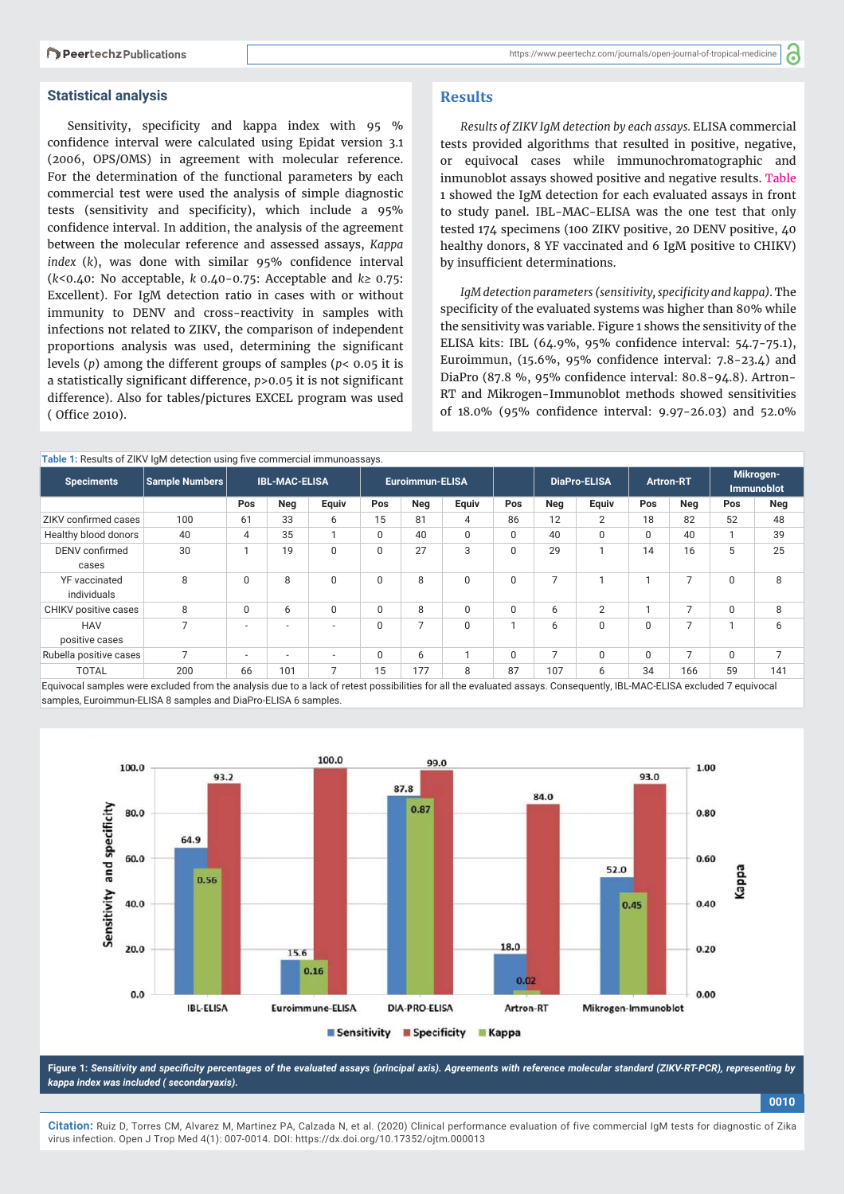## Statistical analysis

Sensitivity, specificity and kappa index with 95 % confidence interval were calculated using Epidat version 3.1 (2006, OPS/OMS) in agreement with molecular reference. For the determination of the functional parameters by each commercial test were used the analysis of simple diagnostic tests (sensitivity and specificity), which include a 95% confidence interval. In addition, the analysis of the agreement between the molecular reference and assessed assays, *Kappa index* ($k$), was done with similar 95% confidence interval ($k$<0.40: No acceptable, $k$ 0.40-0.75: Acceptable and $k$≥ 0.75: Excellent). For IgM detection ratio in cases with or without immunity to DENV and cross-reactivity in samples with infections not related to ZIKV, the comparison of independent proportions analysis was used, determining the significant levels ($p$) among the different groups of samples ($p$< 0.05 it is a statistically significant difference, $p$>0.05 it is not significant difference). Also for tables/pictures EXCEL program was used ( Office 2010).

## Results

*Results of ZIKV IgM detection by each assays.* ELISA commercial tests provided algorithms that resulted in positive, negative, or equivocal cases while immunochromatographic and inmunoblot assays showed positive and negative results. Table 1 showed the IgM detection for each evaluated assays in front to study panel. IBL-MAC-ELISA was the one test that only tested 174 specimens (100 ZIKV positive, 20 DENV positive, 40 healthy donors, 8 YF vaccinated and 6 IgM positive to CHIKV) by insufficient determinations.

*IgM detection parameters (sensitivity, specificity and kappa).* The specificity of the evaluated systems was higher than 80% while the sensitivity was variable. Figure 1 shows the sensitivity of the ELISA kits: IBL (64.9%, 95% confidence interval: 54.7-75.1), Euroimmun, (15.6%, 95% confidence interval: 7.8-23.4) and DiaPro (87.8 %, 95% confidence interval: 80.8-94.8). Artron-RT and Mikrogen-Immunoblot methods showed sensitivities of 18.0% (95% confidence interval: 9.97-26.03) and 52.0%

**Table 1:** Results of ZIKV IgM detection using five commercial immunoassays.

| Speciments | Sample Numbers | IBL-MAC-ELISA | | | Euroimmun-ELISA | | | DiaPro-ELISA | | | Artron-RT | | Mikrogen-Immunoblot | |
|---|---|---|---|---|---|---|---|---|---|---|---|---|---|---|
| | | Pos | Neg | Equiv | Pos | Neg | Equiv | Pos | Neg | Equiv | Pos | Neg | Pos | Neg |
| ZIKV confirmed cases | 100 | 61 | 33 | 6 | 15 | 81 | 4 | 86 | 12 | 2 | 18 | 82 | 52 | 48 |
| Healthy blood donors | 40 | 4 | 35 | 1 | 0 | 40 | 0 | 0 | 40 | 0 | 0 | 40 | 1 | 39 |
| DENV confirmed cases | 30 | 1 | 19 | 0 | 0 | 27 | 3 | 0 | 29 | 1 | 14 | 16 | 5 | 25 |
| YF vaccinated individuals | 8 | 0 | 8 | 0 | 0 | 8 | 0 | 0 | 7 | 1 | 1 | 7 | 0 | 8 |
| CHIKV positive cases | 8 | 0 | 6 | 0 | 0 | 8 | 0 | 0 | 6 | 2 | 1 | 7 | 0 | 8 |
| HAV positive cases | 7 | - | - | - | 0 | 7 | 0 | 1 | 6 | 0 | 0 | 7 | 1 | 6 |
| Rubella positive cases | 7 | - | - | - | 0 | 6 | 1 | 0 | 7 | 0 | 0 | 7 | 0 | 7 |
| TOTAL | 200 | 66 | 101 | 7 | 15 | 177 | 8 | 87 | 107 | 6 | 34 | 166 | 59 | 141 |

Equivocal samples were excluded from the analysis due to a lack of retest possibilities for all the evaluated assays. Consequently, IBL-MAC-ELISA excluded 7 equivocal samples, Euroimmun-ELISA 8 samples and DiaPro-ELISA 6 samples.

**Figure 1:** *Sensitivity and specificity percentages of the evaluated assays (principal axis). Agreements with reference molecular standard (ZIKV-RT-PCR), representing by kappa index was included ( secondaryaxis).*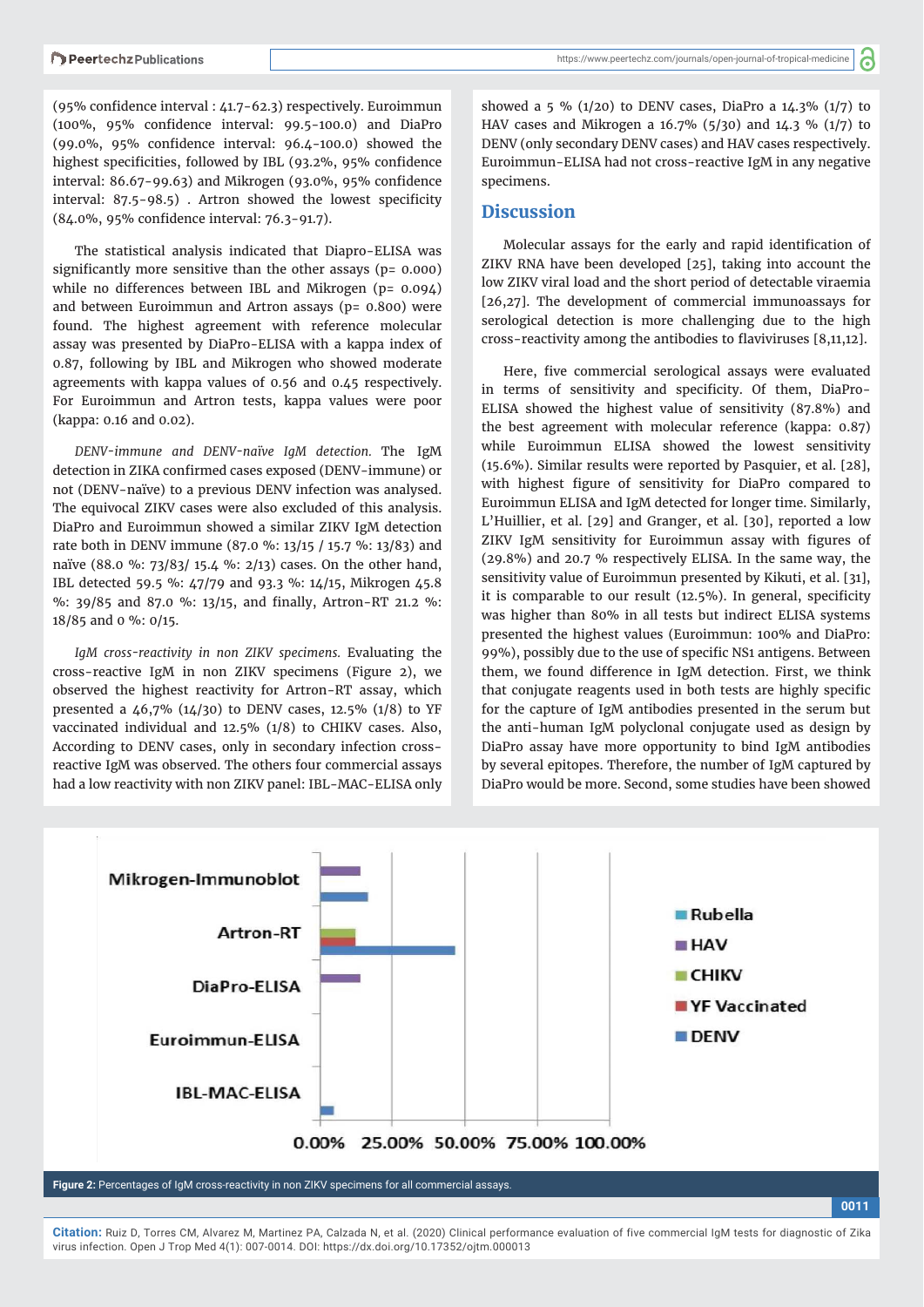(95% confidence interval : 41.7-62.3) respectively. Euroimmun (100%, 95% confidence interval: 99.5-100.0) and DiaPro (99.0%, 95% confidence interval: 96.4-100.0) showed the highest specificities, followed by IBL (93.2%, 95% confidence interval: 86.67-99.63) and Mikrogen (93.0%, 95% confidence interval: 87.5-98.5) . Artron showed the lowest specificity (84.0%, 95% confidence interval: 76.3-91.7).

The statistical analysis indicated that Diapro-ELISA was significantly more sensitive than the other assays (p= 0.000) while no differences between IBL and Mikrogen (p= 0.094) and between Euroimmun and Artron assays (p= 0.800) were found. The highest agreement with reference molecular assay was presented by DiaPro-ELISA with a kappa index of 0.87, following by IBL and Mikrogen who showed moderate agreements with kappa values of 0.56 and 0.45 respectively. For Euroimmun and Artron tests, kappa values were poor (kappa: 0.16 and 0.02).

*DENV-immune and DENV-naïve IgM detection.* The IgM detection in ZIKA confirmed cases exposed (DENV-immune) or not (DENV-naïve) to a previous DENV infection was analysed. The equivocal ZIKV cases were also excluded of this analysis. DiaPro and Euroimmun showed a similar ZIKV IgM detection rate both in DENV immune (87.0 %: 13/15 / 15.7 %: 13/83) and naïve (88.0 %: 73/83/ 15.4 %: 2/13) cases. On the other hand, IBL detected 59.5 %: 47/79 and 93.3 %: 14/15, Mikrogen 45.8 %: 39/85 and 87.0 %: 13/15, and finally, Artron-RT 21.2 %: 18/85 and 0 %: 0/15.

*IgM cross-reactivity in non ZIKV specimens.* Evaluating the cross-reactive IgM in non ZIKV specimens (Figure 2), we observed the highest reactivity for Artron-RT assay, which presented a 46,7% (14/30) to DENV cases, 12.5% (1/8) to YF vaccinated individual and 12.5% (1/8) to CHIKV cases. Also, According to DENV cases, only in secondary infection cross-reactive IgM was observed. The others four commercial assays had a low reactivity with non ZIKV panel: IBL-MAC-ELISA only showed a 5 % (1/20) to DENV cases, DiaPro a 14.3% (1/7) to HAV cases and Mikrogen a 16.7% (5/30) and 14.3 % (1/7) to DENV (only secondary DENV cases) and HAV cases respectively. Euroimmun-ELISA had not cross-reactive IgM in any negative specimens.

## Discussion

Molecular assays for the early and rapid identification of ZIKV RNA have been developed [25], taking into account the low ZIKV viral load and the short period of detectable viraemia [26,27]. The development of commercial immunoassays for serological detection is more challenging due to the high cross-reactivity among the antibodies to flaviviruses [8,11,12].

Here, five commercial serological assays were evaluated in terms of sensitivity and specificity. Of them, DiaPro-ELISA showed the highest value of sensitivity (87.8%) and the best agreement with molecular reference (kappa: 0.87) while Euroimmun ELISA showed the lowest sensitivity (15.6%). Similar results were reported by Pasquier, et al. [28], with highest figure of sensitivity for DiaPro compared to Euroimmun ELISA and IgM detected for longer time. Similarly, L'Huillier, et al. [29] and Granger, et al. [30], reported a low ZIKV IgM sensitivity for Euroimmun assay with figures of (29.8%) and 20.7 % respectively ELISA. In the same way, the sensitivity value of Euroimmun presented by Kikuti, et al. [31], it is comparable to our result (12.5%). In general, specificity was higher than 80% in all tests but indirect ELISA systems presented the highest values (Euroimmun: 100% and DiaPro: 99%), possibly due to the use of specific NS1 antigens. Between them, we found difference in IgM detection. First, we think that conjugate reagents used in both tests are highly specific for the capture of IgM antibodies presented in the serum but the anti-human IgM polyclonal conjugate used as design by DiaPro assay have more opportunity to bind IgM antibodies by several epitopes. Therefore, the number of IgM captured by DiaPro would be more. Second, some studies have been showed

**Figure 2:** Percentages of IgM cross-reactivity in non ZIKV specimens for all commercial assays.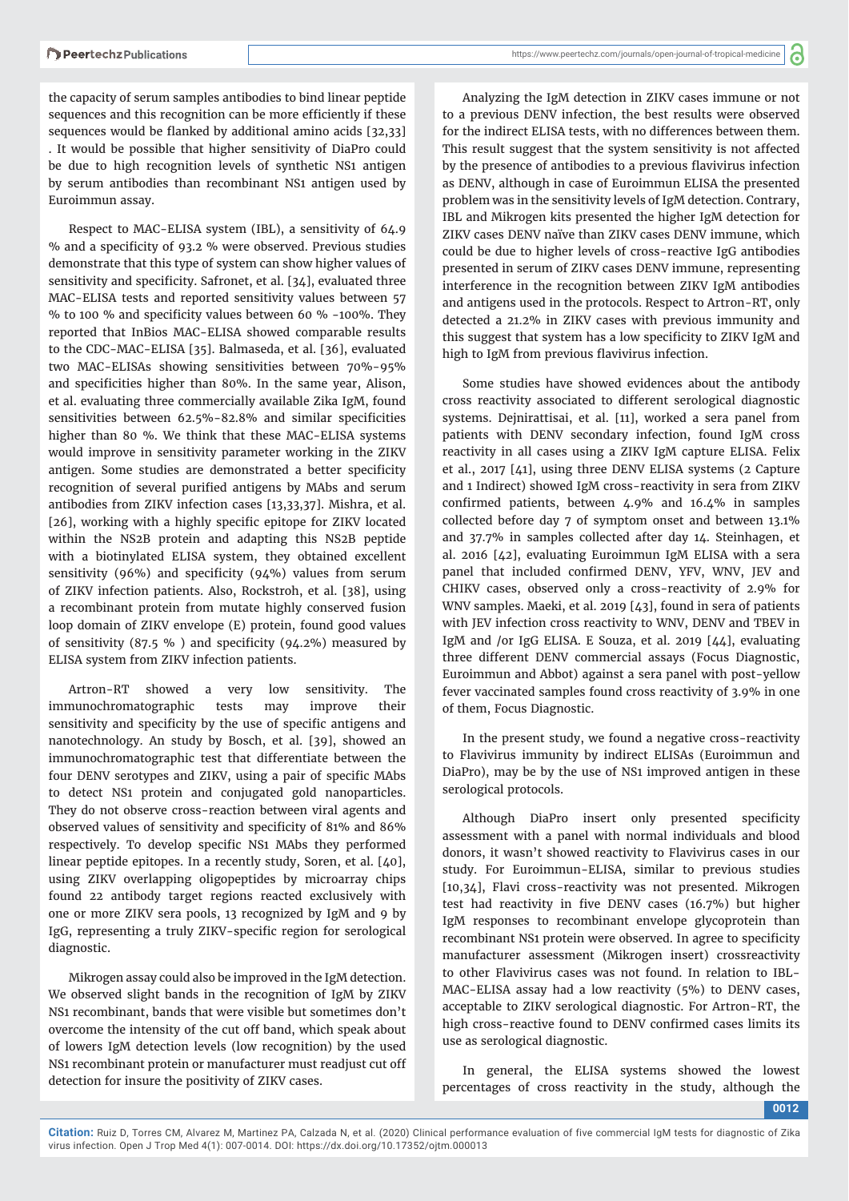the capacity of serum samples antibodies to bind linear peptide sequences and this recognition can be more efficiently if these sequences would be flanked by additional amino acids [32,33] . It would be possible that higher sensitivity of DiaPro could be due to high recognition levels of synthetic NS1 antigen by serum antibodies than recombinant NS1 antigen used by Euroimmun assay.

Respect to MAC-ELISA system (IBL), a sensitivity of 64.9 % and a specificity of 93.2 % were observed. Previous studies demonstrate that this type of system can show higher values of sensitivity and specificity. Safronet, et al. [34], evaluated three MAC-ELISA tests and reported sensitivity values between 57 % to 100 % and specificity values between 60 % -100%. They reported that InBios MAC-ELISA showed comparable results to the CDC-MAC-ELISA [35]. Balmaseda, et al. [36], evaluated two MAC-ELISAs showing sensitivities between 70%-95% and specificities higher than 80%. In the same year, Alison, et al. evaluating three commercially available Zika IgM, found sensitivities between 62.5%-82.8% and similar specificities higher than 80 %. We think that these MAC-ELISA systems would improve in sensitivity parameter working in the ZIKV antigen. Some studies are demonstrated a better specificity recognition of several purified antigens by MAbs and serum antibodies from ZIKV infection cases [13,33,37]. Mishra, et al. [26], working with a highly specific epitope for ZIKV located within the NS2B protein and adapting this NS2B peptide with a biotinylated ELISA system, they obtained excellent sensitivity (96%) and specificity (94%) values from serum of ZIKV infection patients. Also, Rockstroh, et al. [38], using a recombinant protein from mutate highly conserved fusion loop domain of ZIKV envelope (E) protein, found good values of sensitivity (87.5 % ) and specificity (94.2%) measured by ELISA system from ZIKV infection patients.

Artron-RT showed a very low sensitivity. The immunochromatographic tests may improve their sensitivity and specificity by the use of specific antigens and nanotechnology. An study by Bosch, et al. [39], showed an immunochromatographic test that differentiate between the four DENV serotypes and ZIKV, using a pair of specific MAbs to detect NS1 protein and conjugated gold nanoparticles. They do not observe cross-reaction between viral agents and observed values of sensitivity and specificity of 81% and 86% respectively. To develop specific NS1 MAbs they performed linear peptide epitopes. In a recently study, Soren, et al. [40], using ZIKV overlapping oligopeptides by microarray chips found 22 antibody target regions reacted exclusively with one or more ZIKV sera pools, 13 recognized by IgM and 9 by IgG, representing a truly ZIKV-specific region for serological diagnostic.

Mikrogen assay could also be improved in the IgM detection. We observed slight bands in the recognition of IgM by ZIKV NS1 recombinant, bands that were visible but sometimes don't overcome the intensity of the cut off band, which speak about of lowers IgM detection levels (low recognition) by the used NS1 recombinant protein or manufacturer must readjust cut off detection for insure the positivity of ZIKV cases.

Analyzing the IgM detection in ZIKV cases immune or not to a previous DENV infection, the best results were observed for the indirect ELISA tests, with no differences between them. This result suggest that the system sensitivity is not affected by the presence of antibodies to a previous flavivirus infection as DENV, although in case of Euroimmun ELISA the presented problem was in the sensitivity levels of IgM detection. Contrary, IBL and Mikrogen kits presented the higher IgM detection for ZIKV cases DENV naïve than ZIKV cases DENV immune, which could be due to higher levels of cross-reactive IgG antibodies presented in serum of ZIKV cases DENV immune, representing interference in the recognition between ZIKV IgM antibodies and antigens used in the protocols. Respect to Artron-RT, only detected a 21.2% in ZIKV cases with previous immunity and this suggest that system has a low specificity to ZIKV IgM and high to IgM from previous flavivirus infection.

Some studies have showed evidences about the antibody cross reactivity associated to different serological diagnostic systems. Dejnirattisai, et al. [11], worked a sera panel from patients with DENV secondary infection, found IgM cross reactivity in all cases using a ZIKV IgM capture ELISA. Felix et al., 2017 [41], using three DENV ELISA systems (2 Capture and 1 Indirect) showed IgM cross-reactivity in sera from ZIKV confirmed patients, between 4.9% and 16.4% in samples collected before day 7 of symptom onset and between 13.1% and 37.7% in samples collected after day 14. Steinhagen, et al. 2016 [42], evaluating Euroimmun IgM ELISA with a sera panel that included confirmed DENV, YFV, WNV, JEV and CHIKV cases, observed only a cross-reactivity of 2.9% for WNV samples. Maeki, et al. 2019 [43], found in sera of patients with JEV infection cross reactivity to WNV, DENV and TBEV in IgM and /or IgG ELISA. E Souza, et al. 2019 [44], evaluating three different DENV commercial assays (Focus Diagnostic, Euroimmun and Abbot) against a sera panel with post-yellow fever vaccinated samples found cross reactivity of 3.9% in one of them, Focus Diagnostic.

In the present study, we found a negative cross-reactivity to Flavivirus immunity by indirect ELISAs (Euroimmun and DiaPro), may be by the use of NS1 improved antigen in these serological protocols.

Although DiaPro insert only presented specificity assessment with a panel with normal individuals and blood donors, it wasn't showed reactivity to Flavivirus cases in our study. For Euroimmun-ELISA, similar to previous studies [10,34], Flavi cross-reactivity was not presented. Mikrogen test had reactivity in five DENV cases (16.7%) but higher IgM responses to recombinant envelope glycoprotein than recombinant NS1 protein were observed. In agree to specificity manufacturer assessment (Mikrogen insert) crossreactivity to other Flavivirus cases was not found. In relation to IBL-MAC-ELISA assay had a low reactivity (5%) to DENV cases, acceptable to ZIKV serological diagnostic. For Artron-RT, the high cross-reactive found to DENV confirmed cases limits its use as serological diagnostic.

In general, the ELISA systems showed the lowest percentages of cross reactivity in the study, although the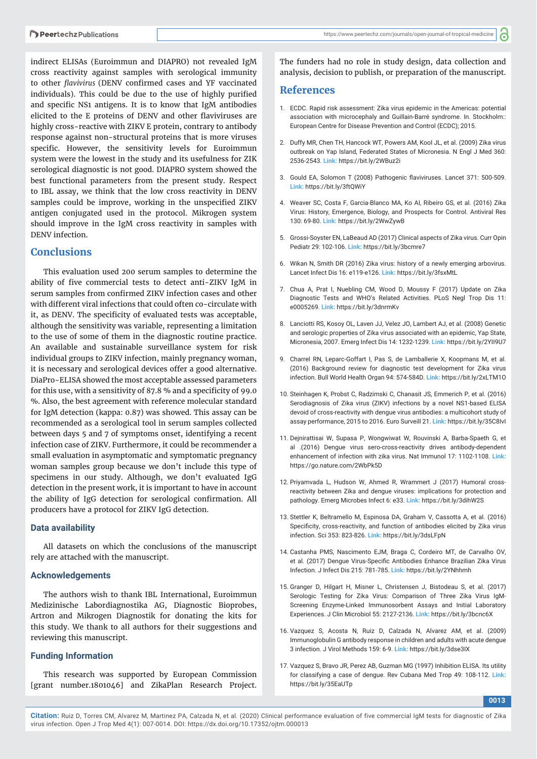indirect ELISAs (Euroimmun and DIAPRO) not revealed IgM cross reactivity against samples with serological immunity to other *flavivirus* (DENV confirmed cases and YF vaccinated individuals). This could be due to the use of highly purified and specific NS1 antigens. It is to know that IgM antibodies elicited to the E proteins of DENV and other flaviviruses are highly cross-reactive with ZIKV E protein, contrary to antibody response against non-structural proteins that is more viruses specific. However, the sensitivity levels for Euroimmun system were the lowest in the study and its usefulness for ZIK serological diagnostic is not good. DIAPRO system showed the best functional parameters from the present study. Respect to IBL assay, we think that the low cross reactivity in DENV samples could be improve, working in the unspecified ZIKV antigen conjugated used in the protocol. Mikrogen system should improve in the IgM cross reactivity in samples with DENV infection.

## Conclusions

This evaluation used 200 serum samples to determine the ability of five commercial tests to detect anti-ZIKV IgM in serum samples from confirmed ZIKV infection cases and other with different viral infections that could often co-circulate with it, as DENV. The specificity of evaluated tests was acceptable, although the sensitivity was variable, representing a limitation to the use of some of them in the diagnostic routine practice. An available and sustainable surveillance system for risk individual groups to ZIKV infection, mainly pregnancy woman, it is necessary and serological devices offer a good alternative. DiaPro-ELISA showed the most acceptable assessed parameters for this use, with a sensitivity of 87.8 % and a specificity of 99.0 %. Also, the best agreement with reference molecular standard for IgM detection (kappa: 0.87) was showed. This assay can be recommended as a serological tool in serum samples collected between days 5 and 7 of symptoms onset, identifying a recent infection case of ZIKV. Furthermore, it could be recommender a small evaluation in asymptomatic and symptomatic pregnancy woman samples group because we don't include this type of specimens in our study. Although, we don't evaluated IgG detection in the present work, it is important to have in account the ability of IgG detection for serological confirmation. All producers have a protocol for ZIKV IgG detection.

### Data availability

All datasets on which the conclusions of the manuscript rely are attached with the manuscript.

### Acknowledgements

The authors wish to thank IBL International, Euroimmun Medizinische Labordiagnostika AG, Diagnostic Bioprobes, Artron and Mikrogen Diagnostik for donating the kits for this study. We thank to all authors for their suggestions and reviewing this manuscript.

### Funding Information

This research was supported by European Commission [grant number.1801046] and ZikaPlan Research Project. The funders had no role in study design, data collection and analysis, decision to publish, or preparation of the manuscript.

## References

1. ECDC. Rapid risk assessment: Zika virus epidemic in the Americas: potential association with microcephaly and Guillain-Barré syndrome. In. Stockholm:: European Centre for Disease Prevention and Control (ECDC); 2015.
2. Duffy MR, Chen TH, Hancock WT, Powers AM, Kool JL, et al. (2009) Zika virus outbreak on Yap Island, Federated States of Micronesia. N Engl J Med 360: 2536-2543. **Link:** https://bit.ly/2WBuz2i
3. Gould EA, Solomon T (2008) Pathogenic flaviviruses. Lancet 371: 500-509. **Link:** https://bit.ly/3ftQWiY
4. Weaver SC, Costa F, Garcia-Blanco MA, Ko AI, Ribeiro GS, et al. (2016) Zika Virus: History, Emergence, Biology, and Prospects for Control. Antiviral Res 130: 69-80. **Link:** https://bit.ly/2WwZywB
5. Grossi-Soyster EN, LaBeaud AD (2017) Clinical aspects of Zika virus. Curr Opin Pediatr 29: 102-106. **Link:** https://bit.ly/3bcmre7
6. Wikan N, Smith DR (2016) Zika virus: history of a newly emerging arbovirus. Lancet Infect Dis 16: e119-e126. **Link:** https://bit.ly/3fsxMtL
7. Chua A, Prat I, Nuebling CM, Wood D, Moussy F (2017) Update on Zika Diagnostic Tests and WHO's Related Activities. PLoS Negl Trop Dis 11: e0005269. **Link:** https://bit.ly/3dnrmKv
8. Lanciotti RS, Kosoy OL, Laven JJ, Velez JO, Lambert AJ, et al. (2008) Genetic and serologic properties of Zika virus associated with an epidemic, Yap State, Micronesia, 2007. Emerg Infect Dis 14: 1232-1239. **Link:** https://bit.ly/2YlI9U7
9. Charrel RN, Leparc-Goffart I, Pas S, de Lamballerie X, Koopmans M, et al. (2016) Background review for diagnostic test development for Zika virus infection. Bull World Health Organ 94: 574-584D. **Link:** https://bit.ly/2xLTM1O
10. Steinhagen K, Probst C, Radzimski C, Chanasit JS, Emmerich P, et al. (2016) Serodiagnosis of Zika virus (ZIKV) infections by a novel NS1-based ELISA devoid of cross-reactivity with dengue virus antibodies: a multicohort study of assay performance, 2015 to 2016. Euro Surveill 21. **Link:** https://bit.ly/35C8lvl
11. Dejnirattisai W, Supasa P, Wongwiwat W, Rouvinski A, Barba-Spaeth G, et al .(2016) Dengue virus sero-cross-reactivity drives antibody-dependent enhancement of infection with zika virus. Nat Immunol 17: 1102-1108. **Link:** https://go.nature.com/2WbPk5D
12. Priyamvada L, Hudson W, Ahmed R, Wrammert J (2017) Humoral cross-reactivity between Zika and dengue viruses: implications for protection and pathology. Emerg Microbes Infect 6: e33. **Link:** https://bit.ly/3dihW2S
13. Stettler K, Beltramello M, Espinosa DA, Graham V, Cassotta A, et al. (2016) Specificity, cross-reactivity, and function of antibodies elicited by Zika virus infection. Sci 353: 823-826. **Link:** https://bit.ly/3dsLFpN
14. Castanha PMS, Nascimento EJM, Braga C, Cordeiro MT, de Carvalho OV, et al. (2017) Dengue Virus-Specific Antibodies Enhance Brazilian Zika Virus Infection. J Infect Dis 215: 781-785. **Link:** https://bit.ly/2YNhhmh
15. Granger D, Hilgart H, Misner L, Christensen J, Bistodeau S, et al. (2017) Serologic Testing for Zika Virus: Comparison of Three Zika Virus IgM-Screening Enzyme-Linked Immunosorbent Assays and Initial Laboratory Experiences. J Clin Microbiol 55: 2127-2136. **Link:** https://bit.ly/3bcnc6X
16. Vazquez S, Acosta N, Ruiz D, Calzada N, Alvarez AM, et al. (2009) Immunoglobulin G antibody response in children and adults with acute dengue 3 infection. J Virol Methods 159: 6-9. **Link:** https://bit.ly/3dse3IX
17. Vazquez S, Bravo JR, Perez AB, Guzman MG (1997) Inhibition ELISA. Its utility for classifying a case of dengue. Rev Cubana Med Trop 49: 108-112. **Link:** https://bit.ly/35EaUTp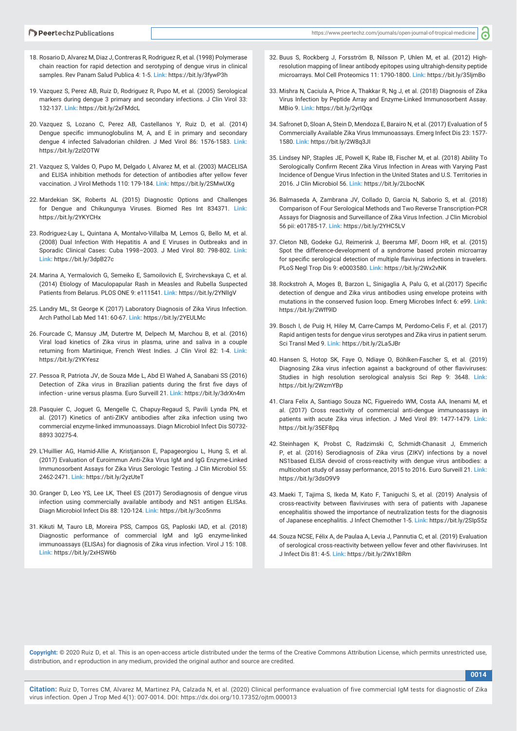18. Rosario D, Alvarez M, Diaz J, Contreras R, Rodriguez R, et al. (1998) Polymerase chain reaction for rapid detection and serotyping of dengue virus in clinical samples. Rev Panam Salud Publica 4: 1-5. **Link:** https://bit.ly/3fywP3h

19. Vazquez S, Perez AB, Ruiz D, Rodriguez R, Pupo M, et al. (2005) Serological markers during dengue 3 primary and secondary infections. J Clin Virol 33: 132-137. **Link:** https://bit.ly/2xFMdcL

20. Vazquez S, Lozano C, Perez AB, Castellanos Y, Ruiz D, et al. (2014) Dengue specific immunoglobulins M, A, and E in primary and secondary dengue 4 infected Salvadorian children. J Med Virol 86: 1576-1583. **Link:** https://bit.ly/2zl2OTW

21. Vazquez S, Valdes O, Pupo M, Delgado I, Alvarez M, et al. (2003) MACELISA and ELISA inhibition methods for detection of antibodies after yellow fever vaccination. J Virol Methods 110: 179-184. **Link:** https://bit.ly/2SMwUXg

22. Mardekian SK, Roberts AL (2015) Diagnostic Options and Challenges for Dengue and Chikungunya Viruses. Biomed Res Int 834371. **Link:** https://bit.ly/2YKYCHx

23. Rodriguez-Lay L, Quintana A, Montalvo-Villalba M, Lemos G, Bello M, et al. (2008) Dual Infection With Hepatitis A and E Viruses in Outbreaks and in Sporadic Clinical Cases: Cuba 1998–2003. J Med Virol 80: 798-802. **Link:** https://bit.ly/3dpB27c

24. Marina A, Yermalovich G, Semeiko E, Samoilovich E, Svirchevskaya C, et al. (2014) Etiology of Maculopapular Rash in Measles and Rubella Suspected Patients from Belarus. PLOS ONE 9: e111541. **Link:** https://bit.ly/2YNIlgV

25. Landry ML, St George K (2017) Laboratory Diagnosis of Zika Virus Infection. Arch Pathol Lab Med 141: 60-67. **Link:** https://bit.ly/2YEULMc

26. Fourcade C, Mansuy JM, Dutertre M, Delpech M, Marchou B, et al. (2016) Viral load kinetics of Zika virus in plasma, urine and saliva in a couple returning from Martinique, French West Indies. J Clin Virol 82: 1-4. **Link:** https://bit.ly/2YKYesz

27. Pessoa R, Patriota JV, de Souza Mde L, Abd El Wahed A, Sanabani SS (2016) Detection of Zika virus in Brazilian patients during the first five days of infection - urine versus plasma. Euro Surveill 21. **Link:** https://bit.ly/3drXn4m

28. Pasquier C, Joguet G, Mengelle C, Chapuy-Regaud S, Pavili Lynda PN, et al. (2017) Kinetics of anti-ZIKV antibodies after zika infection using two commercial enzyme-linked immunoassays. Diagn Microbiol Infect Dis S0732-8893 30275-4.

29. L'Huillier AG, Hamid-Allie A, Kristjanson E, Papageorgiou L, Hung S, et al. (2017) Evaluation of Euroimmun Anti-Zika Virus IgM and IgG Enzyme-Linked Immunosorbent Assays for Zika Virus Serologic Testing. J Clin Microbiol 55: 2462-2471. **Link:** https://bit.ly/2yzUteT

30. Granger D, Leo YS, Lee LK, Theel ES (2017) Serodiagnosis of dengue virus infection using commercially available antibody and NS1 antigen ELISAs. Diagn Microbiol Infect Dis 88: 120-124. **Link:** https://bit.ly/3co5nms

31. Kikuti M, Tauro LB, Moreira PSS, Campos GS, Paploski IAD, et al. (2018) Diagnostic performance of commercial IgM and IgG enzyme-linked immunoassays (ELISAs) for diagnosis of Zika virus infection. Virol J 15: 108. **Link:** https://bit.ly/2xHSW6b

32. Buus S, Rockberg J, Forsström B, Nilsson P, Uhlen M, et al. (2012) High-resolution mapping of linear antibody epitopes using ultrahigh-density peptide microarrays. Mol Cell Proteomics 11: 1790-1800. **Link:** https://bit.ly/35IjmBo

33. Mishra N, Caciula A, Price A, Thakkar R, Ng J, et al. (2018) Diagnosis of Zika Virus Infection by Peptide Array and Enzyme-Linked Immunosorbent Assay. MBio 9. **Link:** https://bit.ly/2yrIQqx

34. Safronet D, Sloan A, Stein D, Mendoza E, Barairo N, et al. (2017) Evaluation of 5 Commercially Available Zika Virus Immunoassays. Emerg Infect Dis 23: 1577-1580. **Link:** https://bit.ly/2W8q3JI

35. Lindsey NP, Staples JE, Powell K, Rabe IB, Fischer M, et al. (2018) Ability To Serologically Confirm Recent Zika Virus Infection in Areas with Varying Past Incidence of Dengue Virus Infection in the United States and U.S. Territories in 2016. J Clin Microbiol 56. **Link:** https://bit.ly/2LbocNK

36. Balmaseda A, Zambrana JV, Collado D, Garcia N, Saborio S, et al. (2018) Comparison of Four Serological Methods and Two Reverse Transcription-PCR Assays for Diagnosis and Surveillance of Zika Virus Infection. J Clin Microbiol 56 pii: e01785-17. **Link:** https://bit.ly/2YHC5LV

37. Cleton NB, Godeke GJ, Reimerink J, Beersma MF, Doorn HR, et al. (2015) Spot the difference-development of a syndrome based protein microarray for specific serological detection of multiple flavivirus infections in travelers. PLoS Negl Trop Dis 9: e0003580. **Link:** https://bit.ly/2Wx2vNK

38. Rockstroh A, Moges B, Barzon L, Sinigaglia A, Palu G, et al.(2017) Specific detection of dengue and Zika virus antibodies using envelope proteins with mutations in the conserved fusion loop. Emerg Microbes Infect 6: e99. **Link:** https://bit.ly/2Wff9lD

39. Bosch I, de Puig H, Hiley M, Carre-Camps M, Perdomo-Celis F, et al. (2017) Rapid antigen tests for dengue virus serotypes and Zika virus in patient serum. Sci Transl Med 9. **Link:** https://bit.ly/2La5JBr

40. Hansen S, Hotop SK, Faye O, Ndiaye O, Böhlken-Fascher S, et al. (2019) Diagnosing Zika virus infection against a background of other flaviviruses: Studies in high resolution serological analysis Sci Rep 9: 3648. **Link:** https://bit.ly/2WzmYBp

41. Clara Felix A, Santiago Souza NC, Figueiredo WM, Costa AA, Inenami M, et al. (2017) Cross reactivity of commercial anti-dengue immunoassays in patients with acute Zika virus infection. J Med Virol 89: 1477-1479. **Link:** https://bit.ly/35EF8pq

42. Steinhagen K, Probst C, Radzimski C, Schmidt-Chanasit J, Emmerich P, et al. (2016) Serodiagnosis of Zika virus (ZIKV) infections by a novel NS1based ELISA devoid of cross-reactivity with dengue virus antibodies: a multicohort study of assay performance, 2015 to 2016. Euro Surveill 21. **Link:** https://bit.ly/3dsO9V9

43. Maeki T, Tajima S, Ikeda M, Kato F, Taniguchi S, et al. (2019) Analysis of cross-reactivity between flaviviruses with sera of patients with Japanese encephalitis showed the importance of neutralization tests for the diagnosis of Japanese encephalitis. J Infect Chemother 1-5. **Link:** https://bit.ly/2SlpS5z

44. Souza NCSE, Félix A, de Paulaa A, Levia J, Pannutia C, et al. (2019) Evaluation of serological cross-reactivity between yellow fever and other flaviviruses. Int J Infect Dis 81: 4-5. **Link:** https://bit.ly/2Wx1BRm

**Copyright:** © 2020 Ruiz D, et al. This is an open-access article distributed under the terms of the Creative Commons Attribution License, which permits unrestricted use, distribution, and r eproduction in any medium, provided the original author and source are credited.